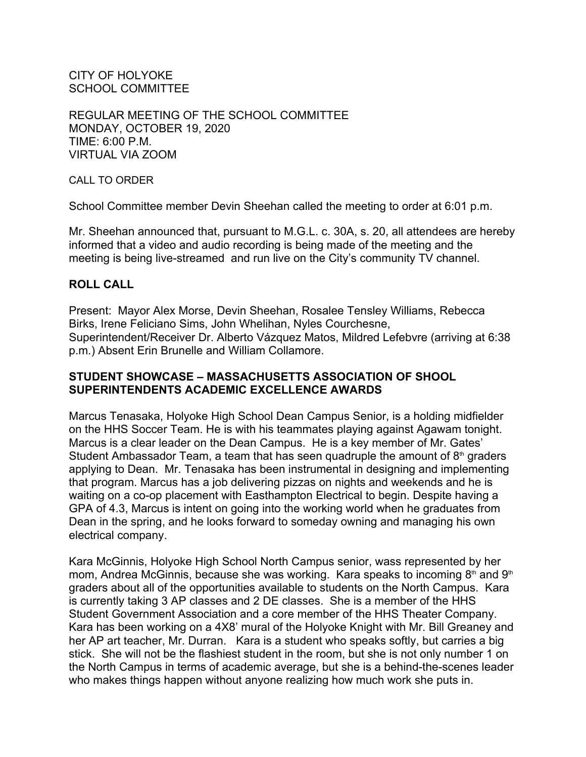CITY OF HOLYOKE
SCHOOL COMMITTEE

REGULAR MEETING OF THE SCHOOL COMMITTEE
MONDAY, OCTOBER 19, 2020
TIME: 6:00 P.M.
VIRTUAL VIA ZOOM

CALL TO ORDER

School Committee member Devin Sheehan called the meeting to order at 6:01 p.m.

Mr. Sheehan announced that, pursuant to M.G.L. c. 30A, s. 20, all attendees are hereby informed that a video and audio recording is being made of the meeting and the meeting is being live-streamed and run live on the City's community TV channel.

## ROLL CALL

Present: Mayor Alex Morse, Devin Sheehan, Rosalee Tensley Williams, Rebecca Birks, Irene Feliciano Sims, John Whelihan, Nyles Courchesne, Superintendent/Receiver Dr. Alberto Vázquez Matos, Mildred Lefebvre (arriving at 6:38 p.m.) Absent Erin Brunelle and William Collamore.

## STUDENT SHOWCASE – MASSACHUSETTS ASSOCIATION OF SHOOL SUPERINTENDENTS ACADEMIC EXCELLENCE AWARDS

Marcus Tenasaka, Holyoke High School Dean Campus Senior, is a holding midfielder on the HHS Soccer Team. He is with his teammates playing against Agawam tonight. Marcus is a clear leader on the Dean Campus. He is a key member of Mr. Gates' Student Ambassador Team, a team that has seen quadruple the amount of 8th graders applying to Dean. Mr. Tenasaka has been instrumental in designing and implementing that program. Marcus has a job delivering pizzas on nights and weekends and he is waiting on a co-op placement with Easthampton Electrical to begin. Despite having a GPA of 4.3, Marcus is intent on going into the working world when he graduates from Dean in the spring, and he looks forward to someday owning and managing his own electrical company.

Kara McGinnis, Holyoke High School North Campus senior, wass represented by her mom, Andrea McGinnis, because she was working. Kara speaks to incoming 8th and 9th graders about all of the opportunities available to students on the North Campus. Kara is currently taking 3 AP classes and 2 DE classes. She is a member of the HHS Student Government Association and a core member of the HHS Theater Company. Kara has been working on a 4X8' mural of the Holyoke Knight with Mr. Bill Greaney and her AP art teacher, Mr. Durran. Kara is a student who speaks softly, but carries a big stick. She will not be the flashiest student in the room, but she is not only number 1 on the North Campus in terms of academic average, but she is a behind-the-scenes leader who makes things happen without anyone realizing how much work she puts in.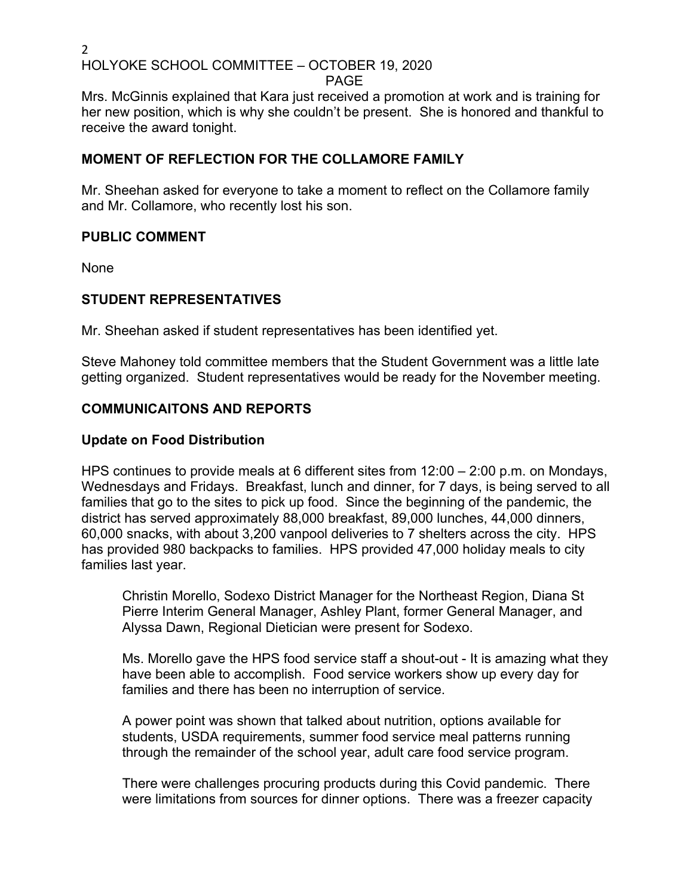Mrs. McGinnis explained that Kara just received a promotion at work and is training for her new position, which is why she couldn't be present. She is honored and thankful to receive the award tonight.

## MOMENT OF REFLECTION FOR THE COLLAMORE FAMILY

Mr. Sheehan asked for everyone to take a moment to reflect on the Collamore family and Mr. Collamore, who recently lost his son.

## PUBLIC COMMENT

None

## STUDENT REPRESENTATIVES

Mr. Sheehan asked if student representatives has been identified yet.

Steve Mahoney told committee members that the Student Government was a little late getting organized. Student representatives would be ready for the November meeting.

## COMMUNICAITONS AND REPORTS

### Update on Food Distribution

HPS continues to provide meals at 6 different sites from 12:00 – 2:00 p.m. on Mondays, Wednesdays and Fridays. Breakfast, lunch and dinner, for 7 days, is being served to all families that go to the sites to pick up food. Since the beginning of the pandemic, the district has served approximately 88,000 breakfast, 89,000 lunches, 44,000 dinners, 60,000 snacks, with about 3,200 vanpool deliveries to 7 shelters across the city. HPS has provided 980 backpacks to families. HPS provided 47,000 holiday meals to city families last year.

> Christin Morello, Sodexo District Manager for the Northeast Region, Diana St Pierre Interim General Manager, Ashley Plant, former General Manager, and Alyssa Dawn, Regional Dietician were present for Sodexo.
>
> Ms. Morello gave the HPS food service staff a shout-out - It is amazing what they have been able to accomplish. Food service workers show up every day for families and there has been no interruption of service.
>
> A power point was shown that talked about nutrition, options available for students, USDA requirements, summer food service meal patterns running through the remainder of the school year, adult care food service program.
>
> There were challenges procuring products during this Covid pandemic. There were limitations from sources for dinner options. There was a freezer capacity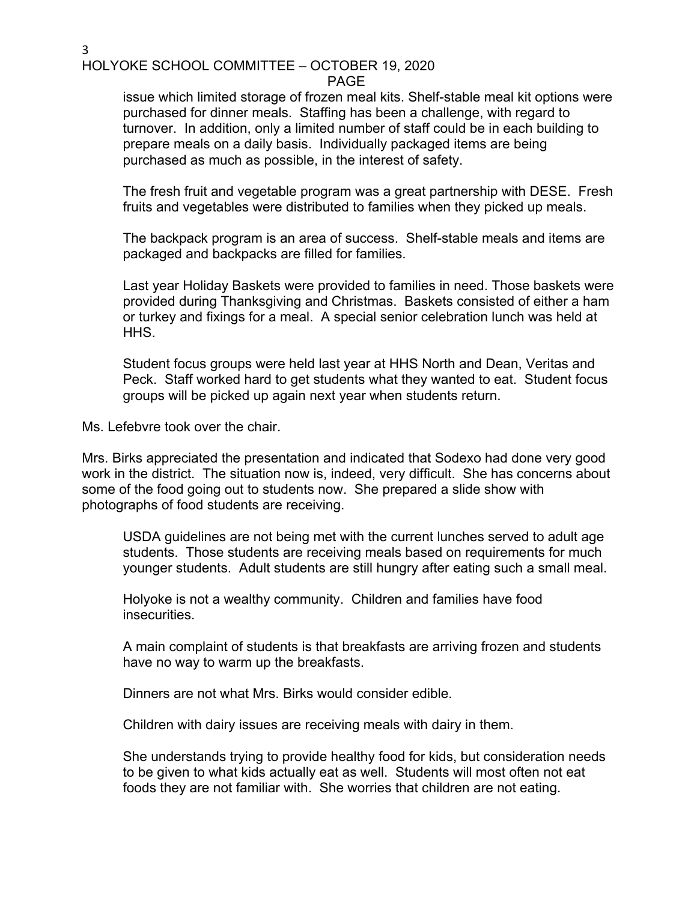issue which limited storage of frozen meal kits. Shelf-stable meal kit options were purchased for dinner meals. Staffing has been a challenge, with regard to turnover. In addition, only a limited number of staff could be in each building to prepare meals on a daily basis. Individually packaged items are being purchased as much as possible, in the interest of safety.

The fresh fruit and vegetable program was a great partnership with DESE. Fresh fruits and vegetables were distributed to families when they picked up meals.

The backpack program is an area of success. Shelf-stable meals and items are packaged and backpacks are filled for families.

Last year Holiday Baskets were provided to families in need. Those baskets were provided during Thanksgiving and Christmas. Baskets consisted of either a ham or turkey and fixings for a meal. A special senior celebration lunch was held at HHS.

Student focus groups were held last year at HHS North and Dean, Veritas and Peck. Staff worked hard to get students what they wanted to eat. Student focus groups will be picked up again next year when students return.

Ms. Lefebvre took over the chair.

Mrs. Birks appreciated the presentation and indicated that Sodexo had done very good work in the district. The situation now is, indeed, very difficult. She has concerns about some of the food going out to students now. She prepared a slide show with photographs of food students are receiving.

USDA guidelines are not being met with the current lunches served to adult age students. Those students are receiving meals based on requirements for much younger students. Adult students are still hungry after eating such a small meal.

Holyoke is not a wealthy community. Children and families have food insecurities.

A main complaint of students is that breakfasts are arriving frozen and students have no way to warm up the breakfasts.

Dinners are not what Mrs. Birks would consider edible.

Children with dairy issues are receiving meals with dairy in them.

She understands trying to provide healthy food for kids, but consideration needs to be given to what kids actually eat as well. Students will most often not eat foods they are not familiar with. She worries that children are not eating.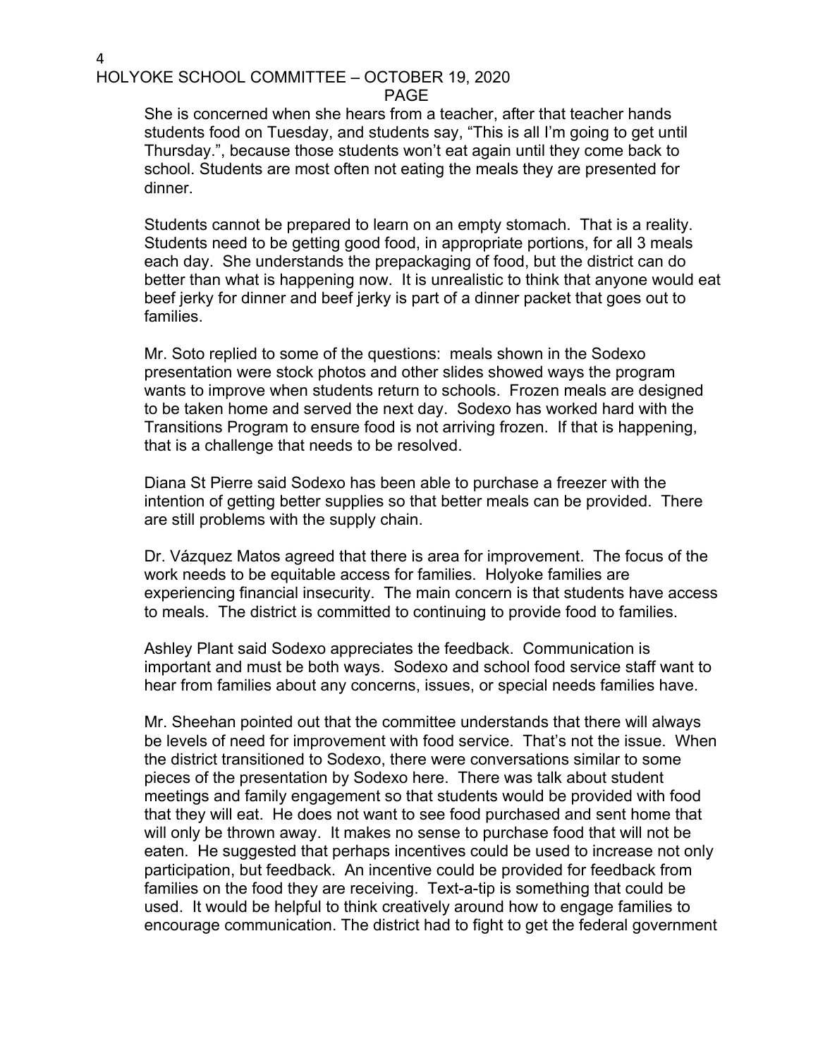She is concerned when she hears from a teacher, after that teacher hands students food on Tuesday, and students say, "This is all I'm going to get until Thursday.", because those students won't eat again until they come back to school. Students are most often not eating the meals they are presented for dinner.

Students cannot be prepared to learn on an empty stomach. That is a reality. Students need to be getting good food, in appropriate portions, for all 3 meals each day. She understands the prepackaging of food, but the district can do better than what is happening now. It is unrealistic to think that anyone would eat beef jerky for dinner and beef jerky is part of a dinner packet that goes out to families.

Mr. Soto replied to some of the questions: meals shown in the Sodexo presentation were stock photos and other slides showed ways the program wants to improve when students return to schools. Frozen meals are designed to be taken home and served the next day. Sodexo has worked hard with the Transitions Program to ensure food is not arriving frozen. If that is happening, that is a challenge that needs to be resolved.

Diana St Pierre said Sodexo has been able to purchase a freezer with the intention of getting better supplies so that better meals can be provided. There are still problems with the supply chain.

Dr. Vázquez Matos agreed that there is area for improvement. The focus of the work needs to be equitable access for families. Holyoke families are experiencing financial insecurity. The main concern is that students have access to meals. The district is committed to continuing to provide food to families.

Ashley Plant said Sodexo appreciates the feedback. Communication is important and must be both ways. Sodexo and school food service staff want to hear from families about any concerns, issues, or special needs families have.

Mr. Sheehan pointed out that the committee understands that there will always be levels of need for improvement with food service. That's not the issue. When the district transitioned to Sodexo, there were conversations similar to some pieces of the presentation by Sodexo here. There was talk about student meetings and family engagement so that students would be provided with food that they will eat. He does not want to see food purchased and sent home that will only be thrown away. It makes no sense to purchase food that will not be eaten. He suggested that perhaps incentives could be used to increase not only participation, but feedback. An incentive could be provided for feedback from families on the food they are receiving. Text-a-tip is something that could be used. It would be helpful to think creatively around how to engage families to encourage communication. The district had to fight to get the federal government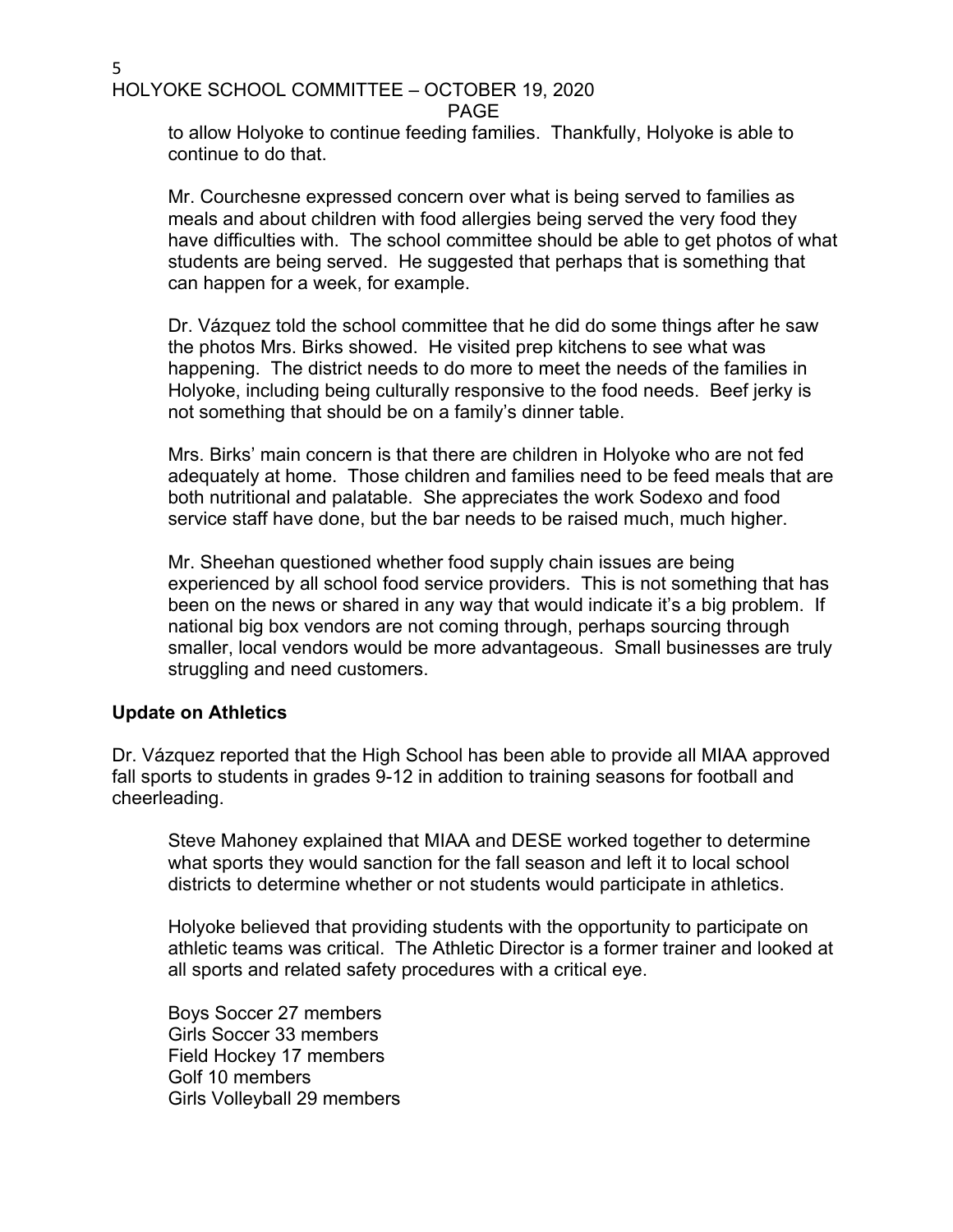to allow Holyoke to continue feeding families. Thankfully, Holyoke is able to continue to do that.

Mr. Courchesne expressed concern over what is being served to families as meals and about children with food allergies being served the very food they have difficulties with. The school committee should be able to get photos of what students are being served. He suggested that perhaps that is something that can happen for a week, for example.

Dr. Vázquez told the school committee that he did do some things after he saw the photos Mrs. Birks showed. He visited prep kitchens to see what was happening. The district needs to do more to meet the needs of the families in Holyoke, including being culturally responsive to the food needs. Beef jerky is not something that should be on a family's dinner table.

Mrs. Birks' main concern is that there are children in Holyoke who are not fed adequately at home. Those children and families need to be feed meals that are both nutritional and palatable. She appreciates the work Sodexo and food service staff have done, but the bar needs to be raised much, much higher.

Mr. Sheehan questioned whether food supply chain issues are being experienced by all school food service providers. This is not something that has been on the news or shared in any way that would indicate it's a big problem. If national big box vendors are not coming through, perhaps sourcing through smaller, local vendors would be more advantageous. Small businesses are truly struggling and need customers.

**Update on Athletics**

Dr. Vázquez reported that the High School has been able to provide all MIAA approved fall sports to students in grades 9-12 in addition to training seasons for football and cheerleading.

Steve Mahoney explained that MIAA and DESE worked together to determine what sports they would sanction for the fall season and left it to local school districts to determine whether or not students would participate in athletics.

Holyoke believed that providing students with the opportunity to participate on athletic teams was critical. The Athletic Director is a former trainer and looked at all sports and related safety procedures with a critical eye.

Boys Soccer 27 members
Girls Soccer 33 members
Field Hockey 17 members
Golf 10 members
Girls Volleyball 29 members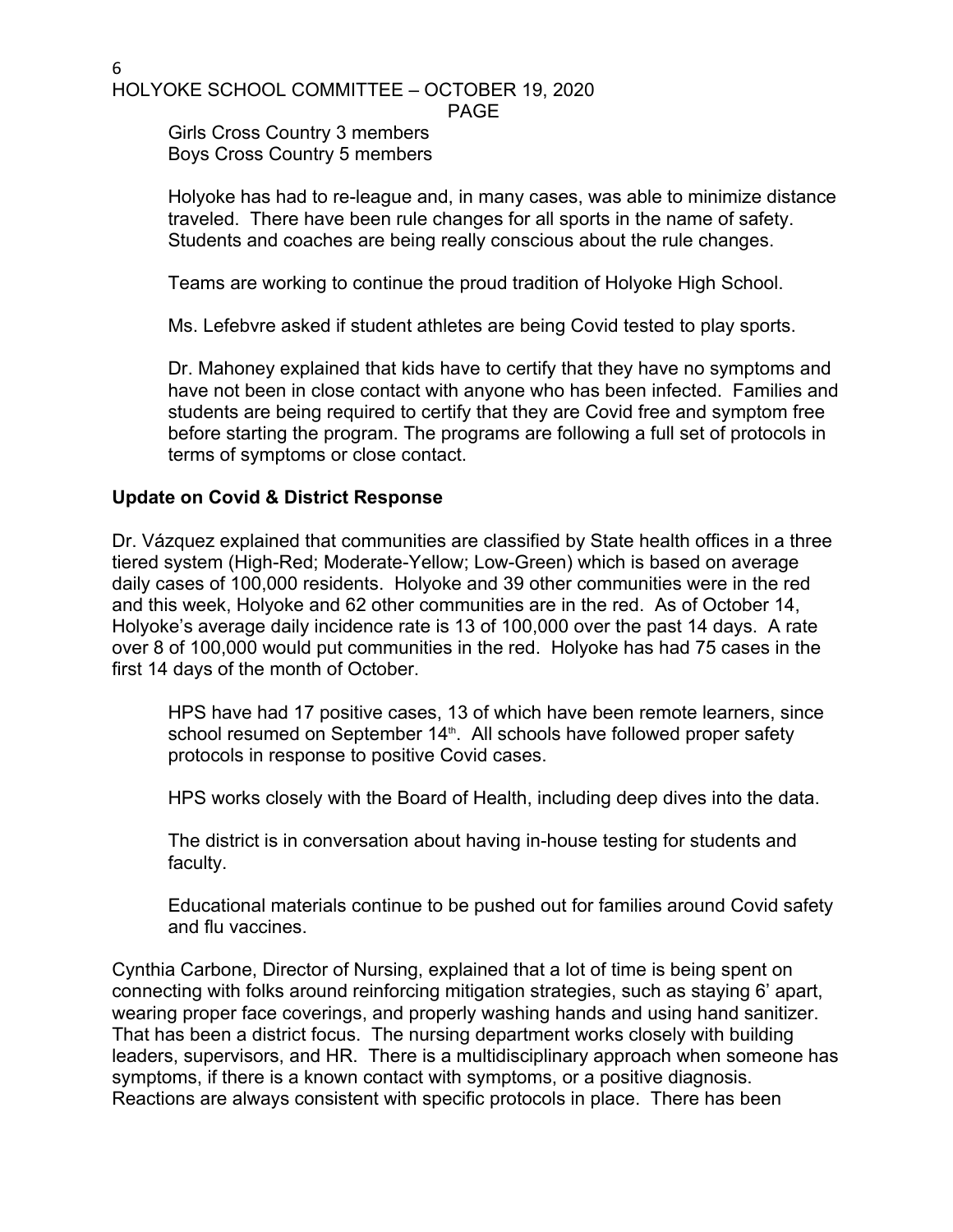Girls Cross Country 3 members
Boys Cross Country 5 members

Holyoke has had to re-league and, in many cases, was able to minimize distance traveled. There have been rule changes for all sports in the name of safety. Students and coaches are being really conscious about the rule changes.

Teams are working to continue the proud tradition of Holyoke High School.

Ms. Lefebvre asked if student athletes are being Covid tested to play sports.

Dr. Mahoney explained that kids have to certify that they have no symptoms and have not been in close contact with anyone who has been infected. Families and students are being required to certify that they are Covid free and symptom free before starting the program. The programs are following a full set of protocols in terms of symptoms or close contact.

**Update on Covid & District Response**

Dr. Vázquez explained that communities are classified by State health offices in a three tiered system (High-Red; Moderate-Yellow; Low-Green) which is based on average daily cases of 100,000 residents. Holyoke and 39 other communities were in the red and this week, Holyoke and 62 other communities are in the red. As of October 14, Holyoke's average daily incidence rate is 13 of 100,000 over the past 14 days. A rate over 8 of 100,000 would put communities in the red. Holyoke has had 75 cases in the first 14 days of the month of October.

HPS have had 17 positive cases, 13 of which have been remote learners, since school resumed on September 14th. All schools have followed proper safety protocols in response to positive Covid cases.

HPS works closely with the Board of Health, including deep dives into the data.

The district is in conversation about having in-house testing for students and faculty.

Educational materials continue to be pushed out for families around Covid safety and flu vaccines.

Cynthia Carbone, Director of Nursing, explained that a lot of time is being spent on connecting with folks around reinforcing mitigation strategies, such as staying 6' apart, wearing proper face coverings, and properly washing hands and using hand sanitizer. That has been a district focus. The nursing department works closely with building leaders, supervisors, and HR. There is a multidisciplinary approach when someone has symptoms, if there is a known contact with symptoms, or a positive diagnosis. Reactions are always consistent with specific protocols in place. There has been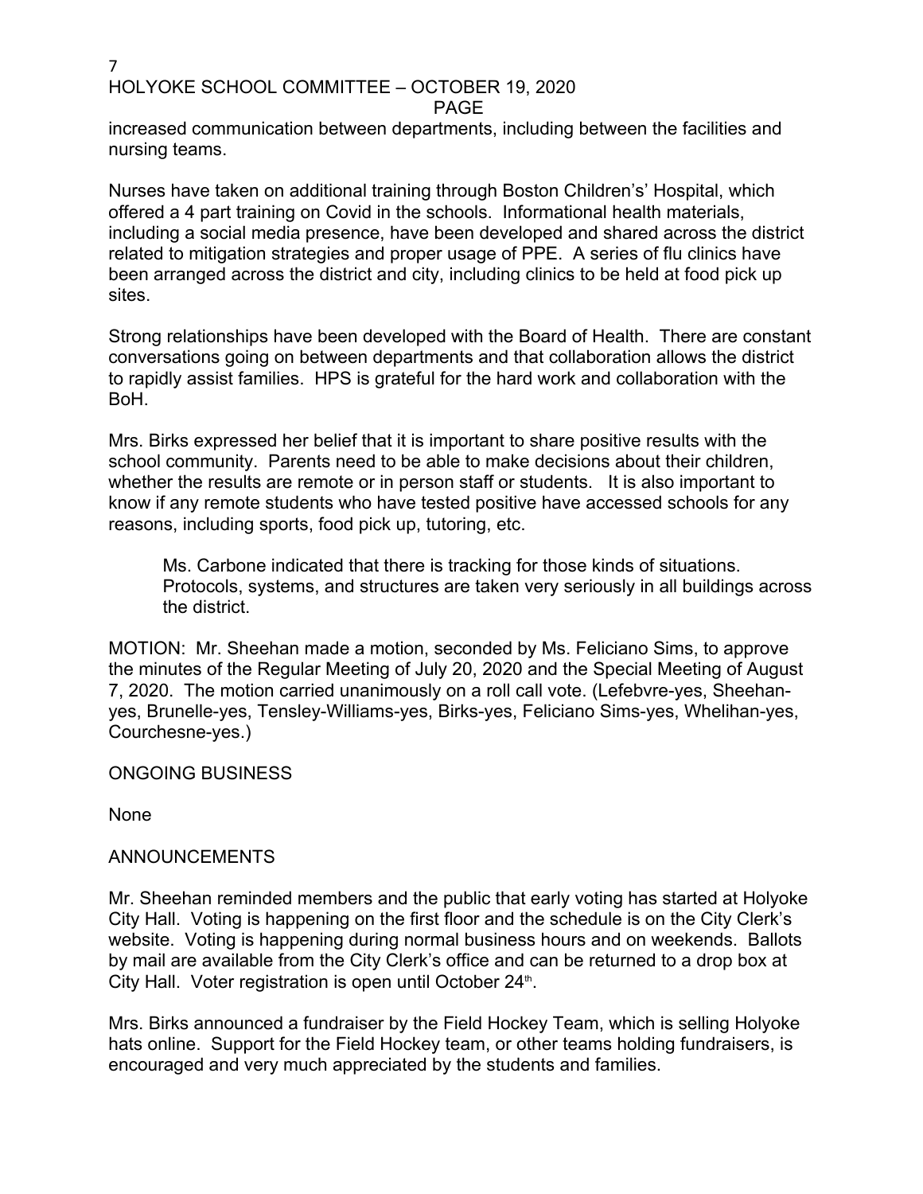increased communication between departments, including between the facilities and nursing teams.

Nurses have taken on additional training through Boston Children's' Hospital, which offered a 4 part training on Covid in the schools. Informational health materials, including a social media presence, have been developed and shared across the district related to mitigation strategies and proper usage of PPE. A series of flu clinics have been arranged across the district and city, including clinics to be held at food pick up sites.

Strong relationships have been developed with the Board of Health. There are constant conversations going on between departments and that collaboration allows the district to rapidly assist families. HPS is grateful for the hard work and collaboration with the BoH.

Mrs. Birks expressed her belief that it is important to share positive results with the school community. Parents need to be able to make decisions about their children, whether the results are remote or in person staff or students. It is also important to know if any remote students who have tested positive have accessed schools for any reasons, including sports, food pick up, tutoring, etc.

> Ms. Carbone indicated that there is tracking for those kinds of situations. Protocols, systems, and structures are taken very seriously in all buildings across the district.

MOTION: Mr. Sheehan made a motion, seconded by Ms. Feliciano Sims, to approve the minutes of the Regular Meeting of July 20, 2020 and the Special Meeting of August 7, 2020. The motion carried unanimously on a roll call vote. (Lefebvre-yes, Sheehan-yes, Brunelle-yes, Tensley-Williams-yes, Birks-yes, Feliciano Sims-yes, Whelihan-yes, Courchesne-yes.)

ONGOING BUSINESS

None

ANNOUNCEMENTS

Mr. Sheehan reminded members and the public that early voting has started at Holyoke City Hall. Voting is happening on the first floor and the schedule is on the City Clerk's website. Voting is happening during normal business hours and on weekends. Ballots by mail are available from the City Clerk's office and can be returned to a drop box at City Hall. Voter registration is open until October 24th.

Mrs. Birks announced a fundraiser by the Field Hockey Team, which is selling Holyoke hats online. Support for the Field Hockey team, or other teams holding fundraisers, is encouraged and very much appreciated by the students and families.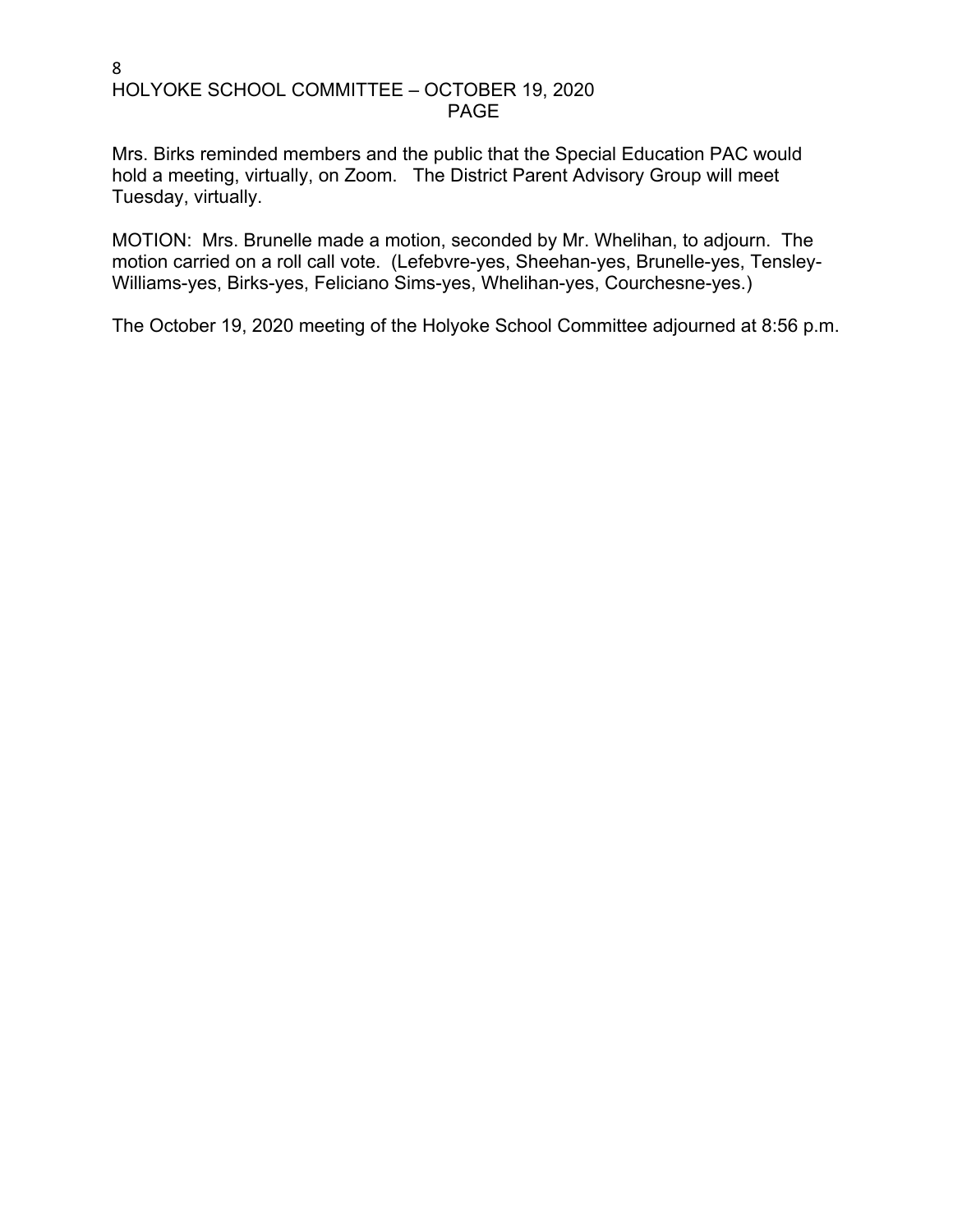Mrs. Birks reminded members and the public that the Special Education PAC would hold a meeting, virtually, on Zoom. The District Parent Advisory Group will meet Tuesday, virtually.

MOTION: Mrs. Brunelle made a motion, seconded by Mr. Whelihan, to adjourn. The motion carried on a roll call vote. (Lefebvre-yes, Sheehan-yes, Brunelle-yes, Tensley-Williams-yes, Birks-yes, Feliciano Sims-yes, Whelihan-yes, Courchesne-yes.)

The October 19, 2020 meeting of the Holyoke School Committee adjourned at 8:56 p.m.